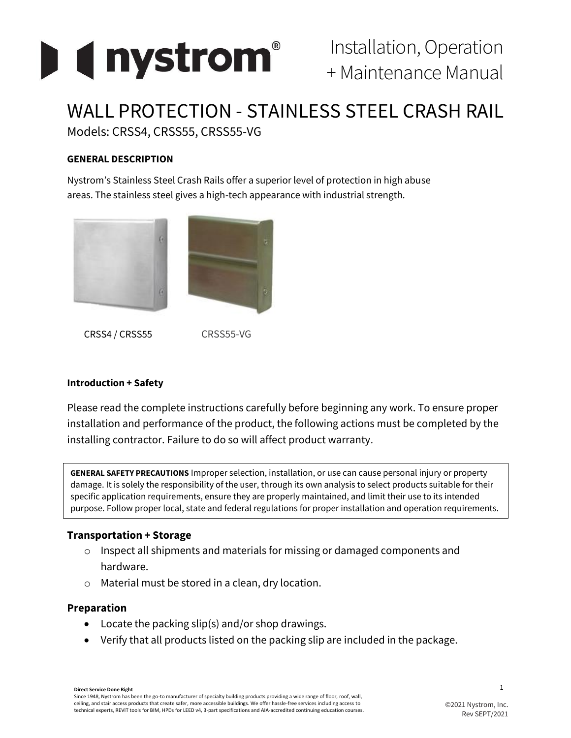# Installation, Operation + Maintenance Manual

# WALL PROTECTION - STAINLESS STEEL CRASH RAIL

Models: CRSS4, CRSS55, CRSS55-VG

**GENERAL DESCRIPTION**

Nystrom's Stainless Steel Crash Rails offer a superior level of protection in high abuse areas. The stainless steel gives a high-tech appearance with industrial strength.

CRSS4 / CRSS55

CRSS55-VG

**Introduction + Safety**

Please read the complete instructions carefully before beginning any work. To ensure proper installation and performance of the product, the following actions must be completed by the installing contractor. Failure to do so will affect product warranty.

**GENERAL SAFETY PRECAUTIONS** Improper selection, installation, or use can cause personal injury or property damage. It is solely the responsibility of the user, through its own analysis to select products suitable for their specific application requirements, ensure they are properly maintained, and limit their use to its intended purpose. Follow proper local, state and federal regulations for proper installation and operation requirements.

## Transportation + Storage

- Inspect all shipments and materials for missing or damaged components and hardware.
- Material must be stored in a clean, dry location.

## Preparation

- Locate the packing slip(s) and/or shop drawings.
- Verify that all products listed on the packing slip are included in the package.

**Direct Service Done Right**

Since 1948, Nystrom has been the go-to manufacturer of specialty building products providing a wide range of floor, roof, wall, ceiling, and stair access products that create safer, more accessible buildings. We offer hassle-free services including access to technical experts, REVIT tools for BIM, HPDs for LEED v4, 3-part specifications and AIA-accredited continuing education courses.

©2021 Nystrom, Inc.
Rev SEPT/2021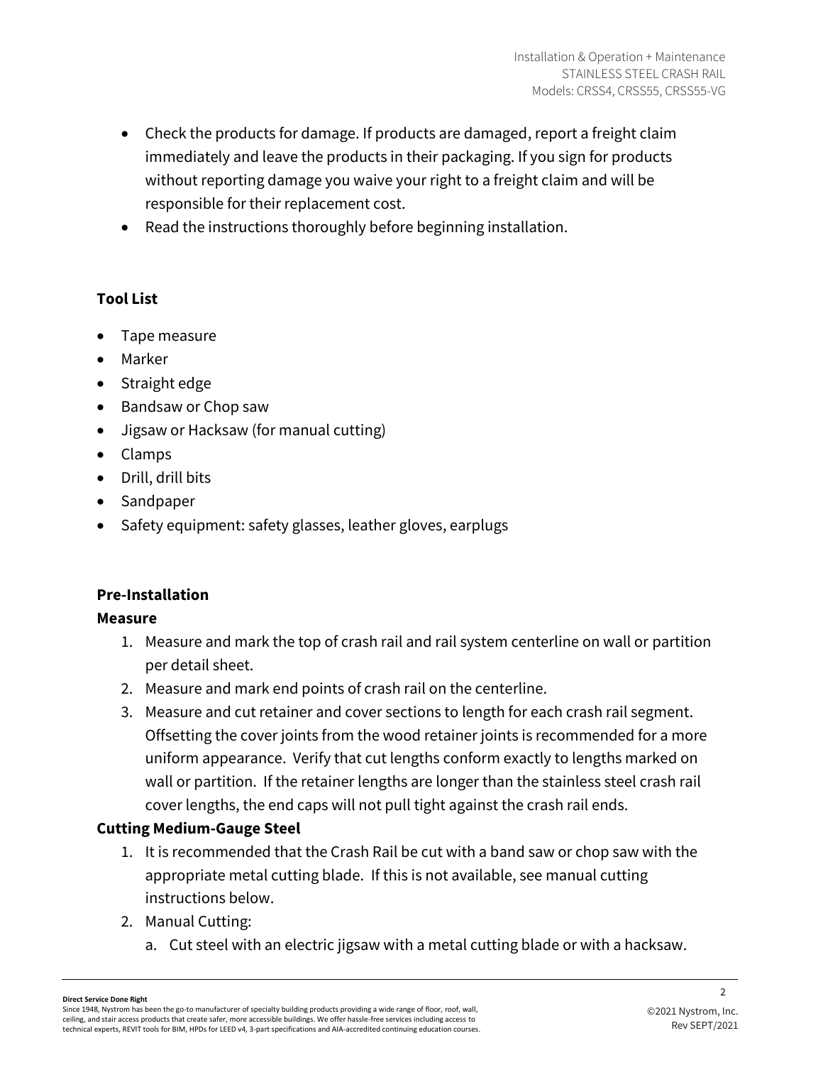- Check the products for damage. If products are damaged, report a freight claim immediately and leave the products in their packaging. If you sign for products without reporting damage you waive your right to a freight claim and will be responsible for their replacement cost.
- Read the instructions thoroughly before beginning installation.

**Tool List**

- Tape measure
- Marker
- Straight edge
- Bandsaw or Chop saw
- Jigsaw or Hacksaw (for manual cutting)
- Clamps
- Drill, drill bits
- Sandpaper
- Safety equipment: safety glasses, leather gloves, earplugs

**Pre-Installation**

**Measure**

1. Measure and mark the top of crash rail and rail system centerline on wall or partition per detail sheet.
2. Measure and mark end points of crash rail on the centerline.
3. Measure and cut retainer and cover sections to length for each crash rail segment. Offsetting the cover joints from the wood retainer joints is recommended for a more uniform appearance. Verify that cut lengths conform exactly to lengths marked on wall or partition. If the retainer lengths are longer than the stainless steel crash rail cover lengths, the end caps will not pull tight against the crash rail ends.

**Cutting Medium-Gauge Steel**

1. It is recommended that the Crash Rail be cut with a band saw or chop saw with the appropriate metal cutting blade. If this is not available, see manual cutting instructions below.
2. Manual Cutting:
   a. Cut steel with an electric jigsaw with a metal cutting blade or with a hacksaw.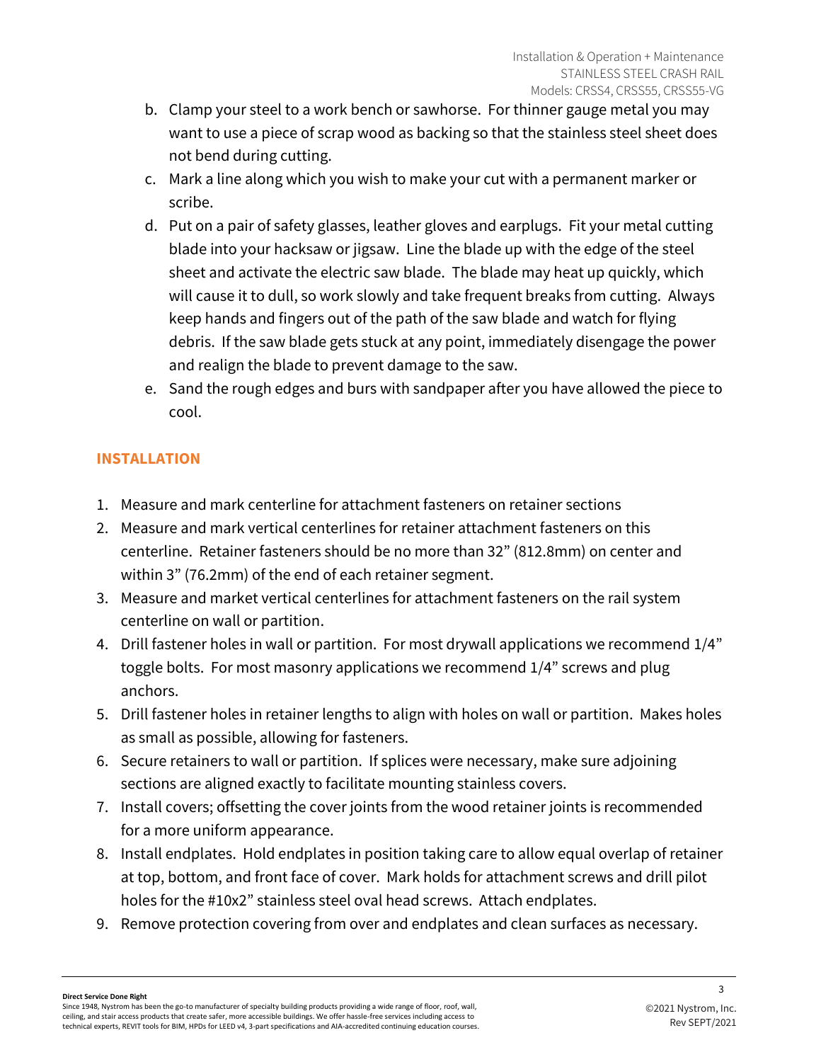b. Clamp your steel to a work bench or sawhorse. For thinner gauge metal you may want to use a piece of scrap wood as backing so that the stainless steel sheet does not bend during cutting.
c. Mark a line along which you wish to make your cut with a permanent marker or scribe.
d. Put on a pair of safety glasses, leather gloves and earplugs. Fit your metal cutting blade into your hacksaw or jigsaw. Line the blade up with the edge of the steel sheet and activate the electric saw blade. The blade may heat up quickly, which will cause it to dull, so work slowly and take frequent breaks from cutting. Always keep hands and fingers out of the path of the saw blade and watch for flying debris. If the saw blade gets stuck at any point, immediately disengage the power and realign the blade to prevent damage to the saw.
e. Sand the rough edges and burs with sandpaper after you have allowed the piece to cool.

## INSTALLATION

1. Measure and mark centerline for attachment fasteners on retainer sections
2. Measure and mark vertical centerlines for retainer attachment fasteners on this centerline. Retainer fasteners should be no more than 32" (812.8mm) on center and within 3" (76.2mm) of the end of each retainer segment.
3. Measure and market vertical centerlines for attachment fasteners on the rail system centerline on wall or partition.
4. Drill fastener holes in wall or partition. For most drywall applications we recommend 1/4" toggle bolts. For most masonry applications we recommend 1/4" screws and plug anchors.
5. Drill fastener holes in retainer lengths to align with holes on wall or partition. Makes holes as small as possible, allowing for fasteners.
6. Secure retainers to wall or partition. If splices were necessary, make sure adjoining sections are aligned exactly to facilitate mounting stainless covers.
7. Install covers; offsetting the cover joints from the wood retainer joints is recommended for a more uniform appearance.
8. Install endplates. Hold endplates in position taking care to allow equal overlap of retainer at top, bottom, and front face of cover. Mark holds for attachment screws and drill pilot holes for the #10x2" stainless steel oval head screws. Attach endplates.
9. Remove protection covering from over and endplates and clean surfaces as necessary.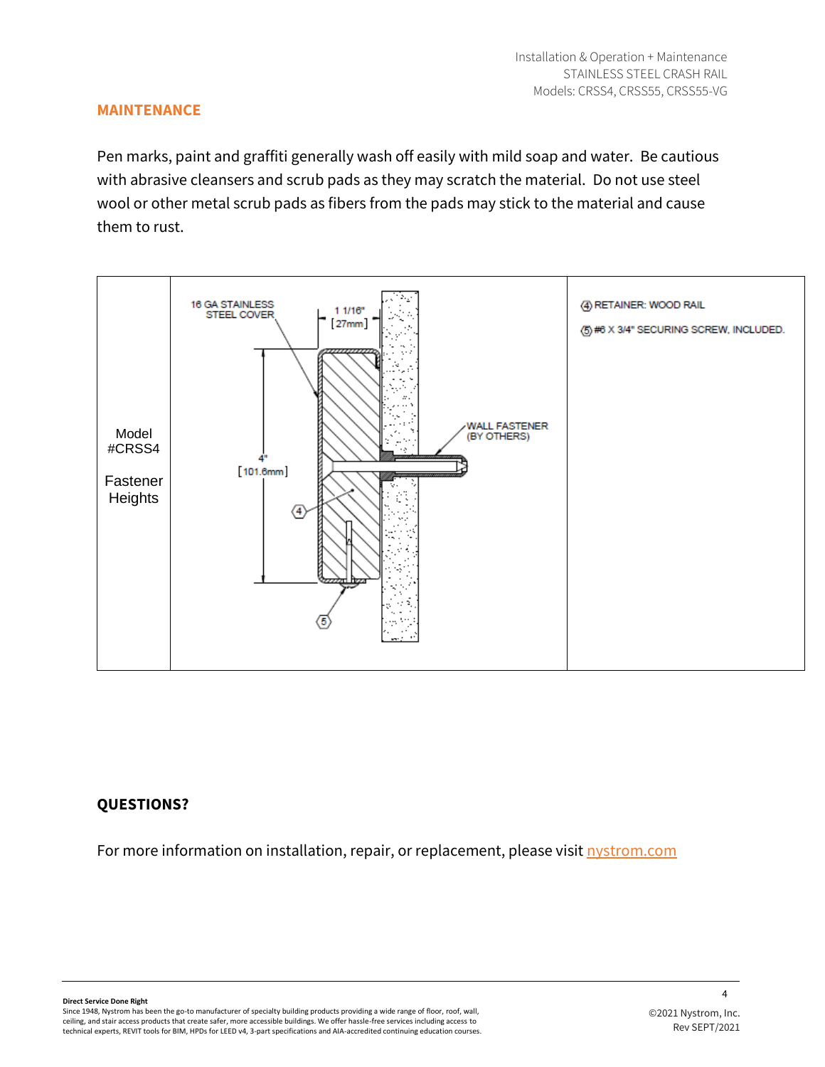## MAINTENANCE

Pen marks, paint and graffiti generally wash off easily with mild soap and water. Be cautious with abrasive cleansers and scrub pads as they may scratch the material. Do not use steel wool or other metal scrub pads as fibers from the pads may stick to the material and cause them to rust.

| | | |
|---|---|---|
| Model #CRSS4<br><br>Fastener Heights | 16 GA STAINLESS STEEL COVER<br>1 1/16" [27mm]<br>4" [101.6mm]<br>WALL FASTENER (BY OTHERS)<br>4<br>5 | (4) RETAINER: WOOD RAIL<br><br>(5) #6 X 3/4" SECURING SCREW, INCLUDED. |

## QUESTIONS?

For more information on installation, repair, or replacement, please visit nystrom.com

**Direct Service Done Right**
Since 1948, Nystrom has been the go-to manufacturer of specialty building products providing a wide range of floor, roof, wall, ceiling, and stair access products that create safer, more accessible buildings. We offer hassle-free services including access to technical experts, REVIT tools for BIM, HPDs for LEED v4, 3-part specifications and AIA-accredited continuing education courses.

©2021 Nystrom, Inc.
Rev SEPT/2021